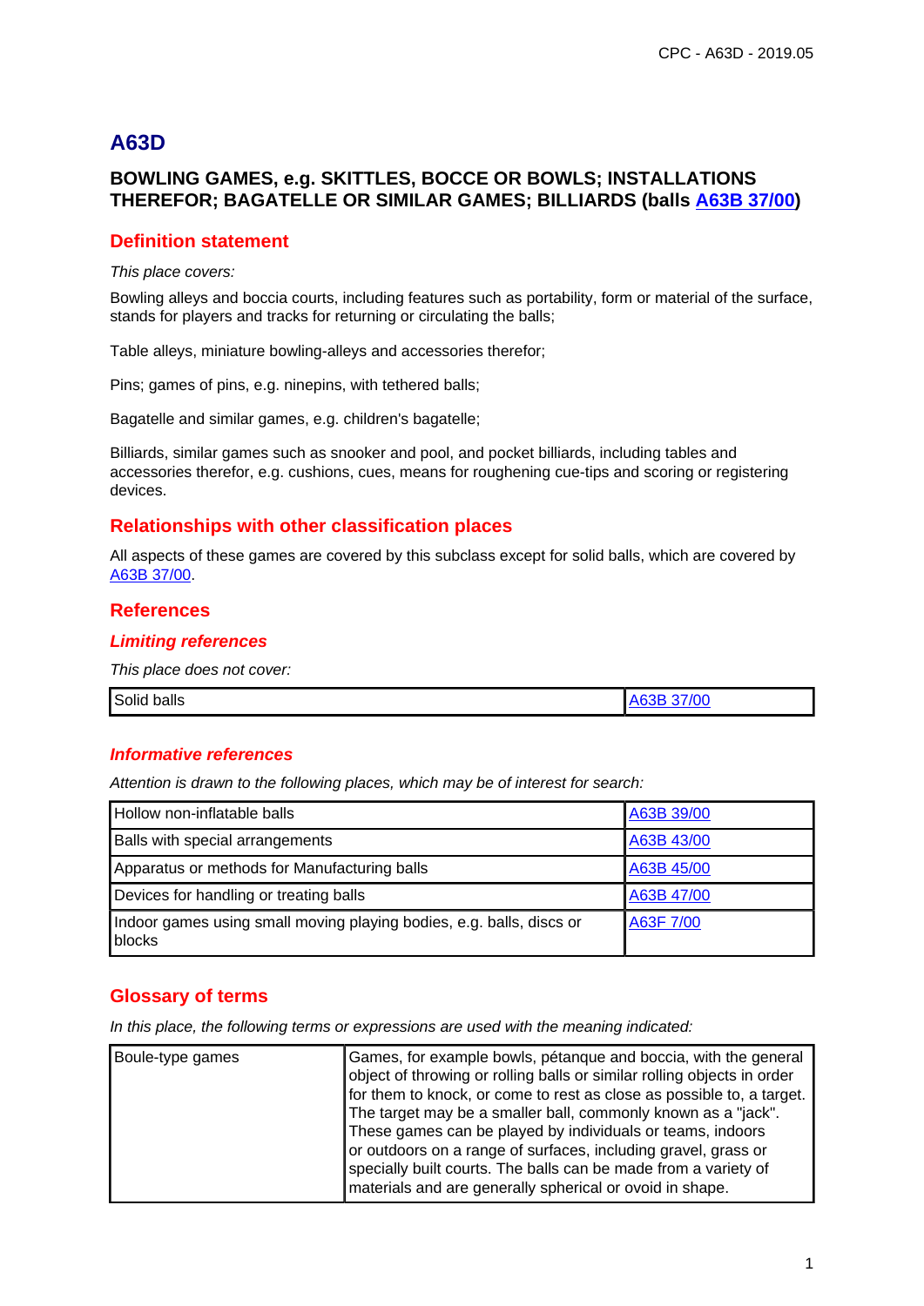# A63D

## BOWLING GAMES, e.g. SKITTLES, BOCCE OR BOWLS; INSTALLATIONS THEREFOR; BAGATELLE OR SIMILAR GAMES; BILLIARDS (balls A63B 37/00)

## Definition statement

*This place covers:*

Bowling alleys and boccia courts, including features such as portability, form or material of the surface, stands for players and tracks for returning or circulating the balls;

Table alleys, miniature bowling-alleys and accessories therefor;

Pins; games of pins, e.g. ninepins, with tethered balls;

Bagatelle and similar games, e.g. children's bagatelle;

Billiards, similar games such as snooker and pool, and pocket billiards, including tables and accessories therefor, e.g. cushions, cues, means for roughening cue-tips and scoring or registering devices.

## Relationships with other classification places

All aspects of these games are covered by this subclass except for solid balls, which are covered by A63B 37/00.

## References

### *Limiting references*

*This place does not cover:*

| | |
|---|---|
| Solid balls | A63B 37/00 |

### *Informative references*

*Attention is drawn to the following places, which may be of interest for search:*

| | |
|---|---|
| Hollow non-inflatable balls | A63B 39/00 |
| Balls with special arrangements | A63B 43/00 |
| Apparatus or methods for Manufacturing balls | A63B 45/00 |
| Devices for handling or treating balls | A63B 47/00 |
| Indoor games using small moving playing bodies, e.g. balls, discs or blocks | A63F 7/00 |

## Glossary of terms

*In this place, the following terms or expressions are used with the meaning indicated:*

| | |
|---|---|
| Boule-type games | Games, for example bowls, pétanque and boccia, with the general object of throwing or rolling balls or similar rolling objects in order for them to knock, or come to rest as close as possible to, a target. The target may be a smaller ball, commonly known as a "jack". These games can be played by individuals or teams, indoors or outdoors on a range of surfaces, including gravel, grass or specially built courts. The balls can be made from a variety of materials and are generally spherical or ovoid in shape. |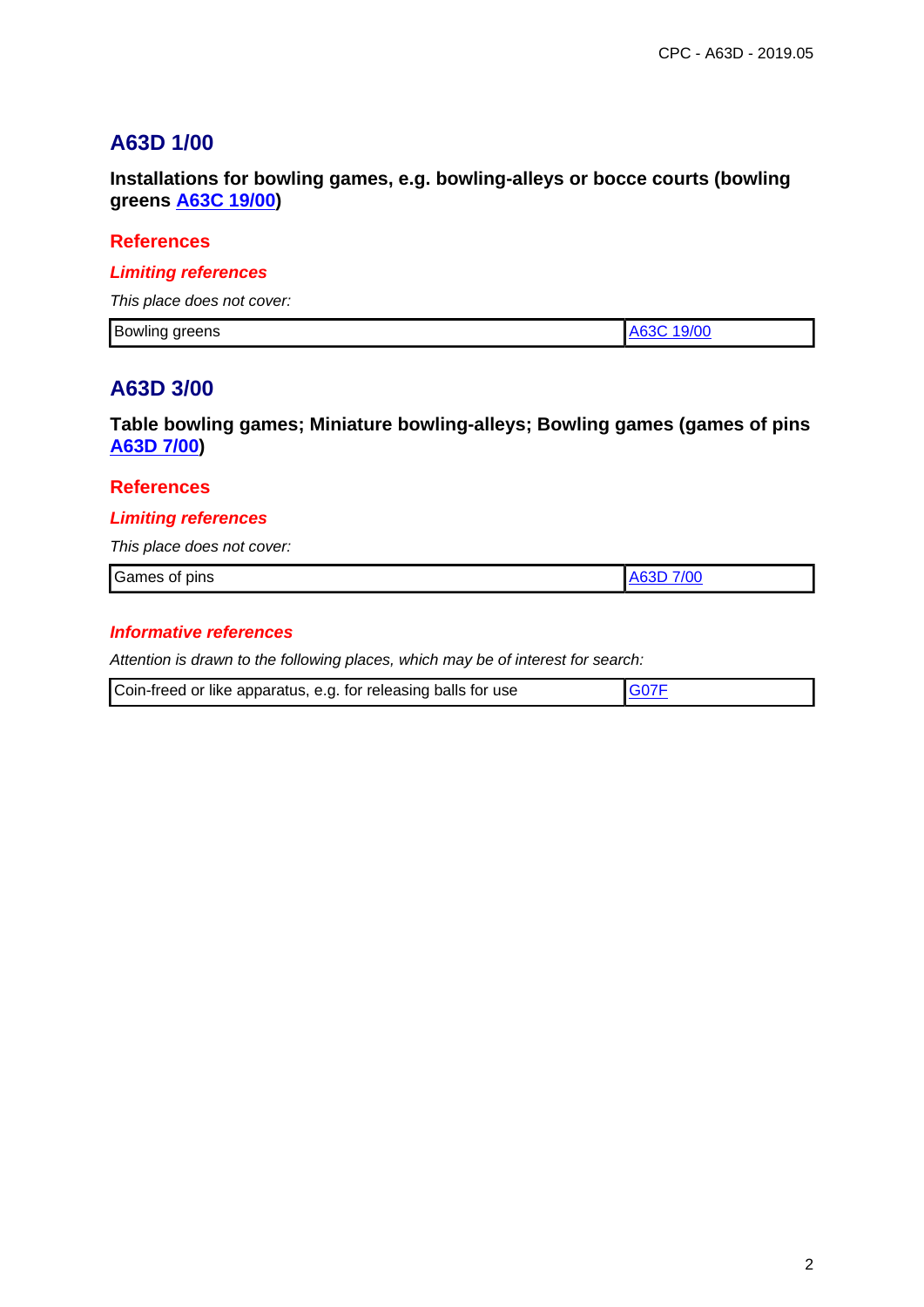## A63D 1/00

**Installations for bowling games, e.g. bowling-alleys or bocce courts (bowling greens A63C 19/00)**

### References

#### *Limiting references*

*This place does not cover:*

| Bowling greens | A63C 19/00 |
|---|---|

## A63D 3/00

**Table bowling games; Miniature bowling-alleys; Bowling games (games of pins A63D 7/00)**

### References

#### *Limiting references*

*This place does not cover:*

| Games of pins | A63D 7/00 |
|---|---|

#### *Informative references*

*Attention is drawn to the following places, which may be of interest for search:*

| Coin-freed or like apparatus, e.g. for releasing balls for use | G07F |
|---|---|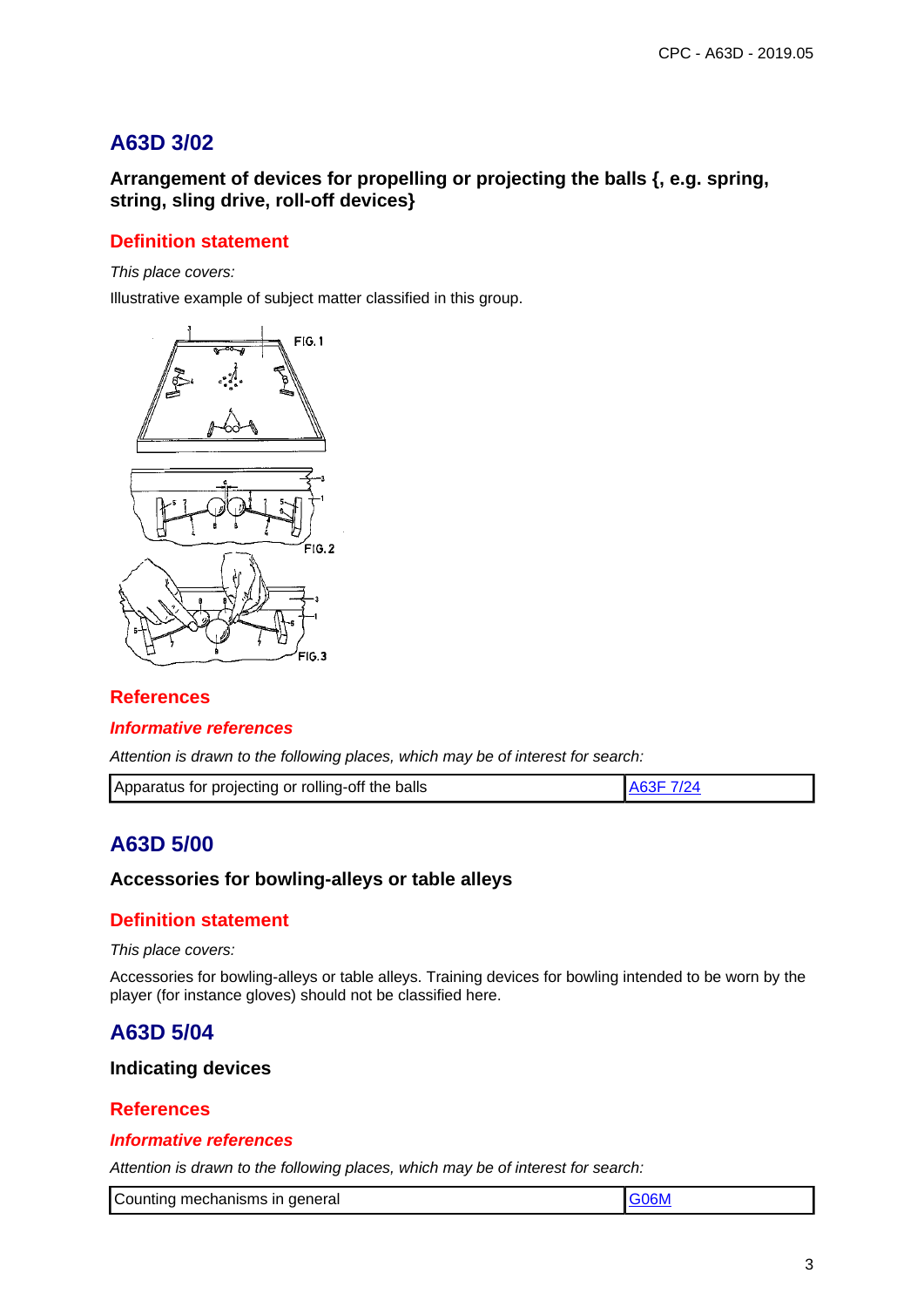## A63D 3/02

**Arrangement of devices for propelling or projecting the balls {, e.g. spring, string, sling drive, roll-off devices}**

### Definition statement

*This place covers:*

Illustrative example of subject matter classified in this group.

### References

#### *Informative references*

*Attention is drawn to the following places, which may be of interest for search:*

| | |
|---|---|
| Apparatus for projecting or rolling-off the balls | A63F 7/24 |

## A63D 5/00

**Accessories for bowling-alleys or table alleys**

### Definition statement

*This place covers:*

Accessories for bowling-alleys or table alleys. Training devices for bowling intended to be worn by the player (for instance gloves) should not be classified here.

## A63D 5/04

**Indicating devices**

### References

#### *Informative references*

*Attention is drawn to the following places, which may be of interest for search:*

| | |
|---|---|
| Counting mechanisms in general | G06M |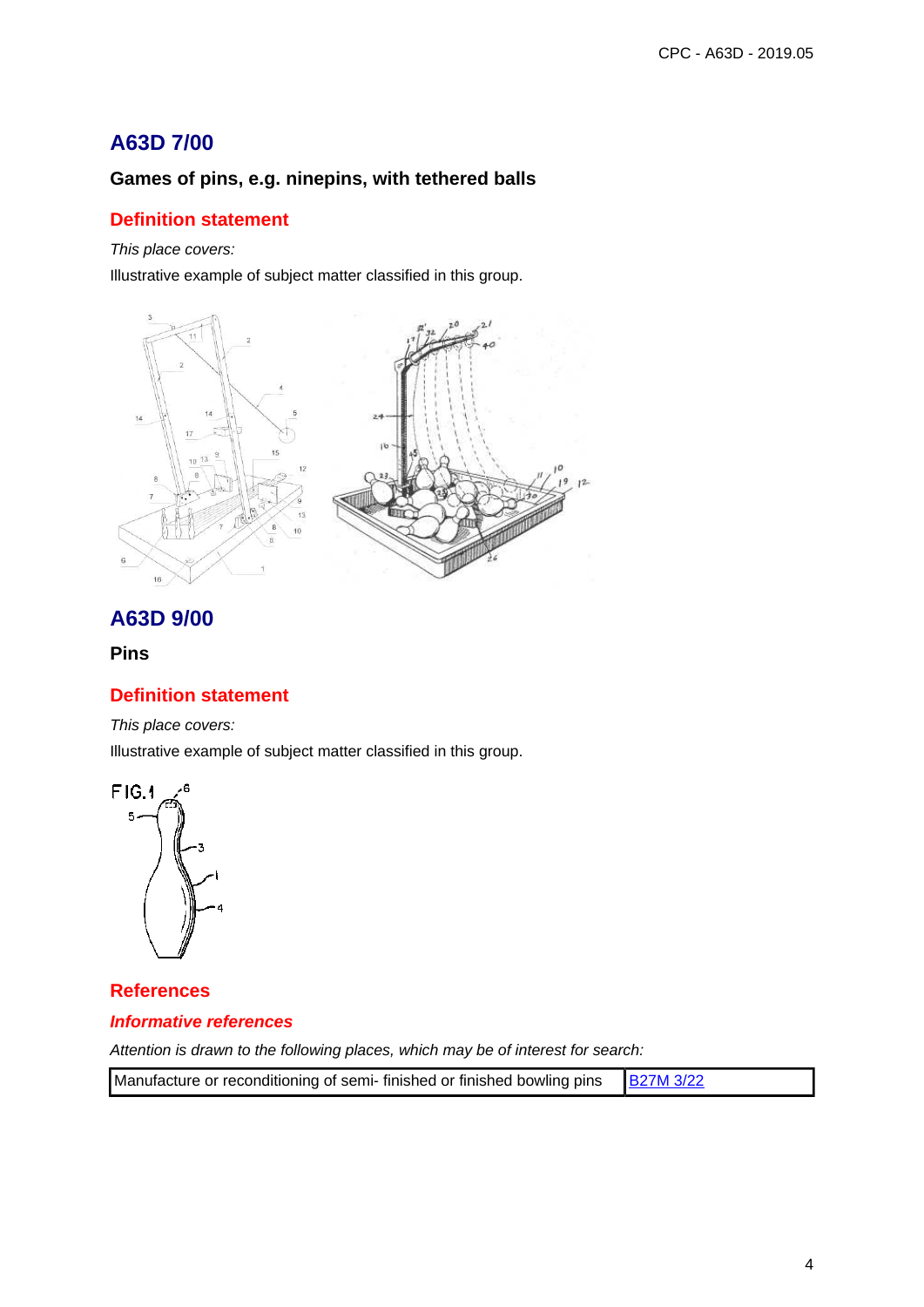## A63D 7/00

**Games of pins, e.g. ninepins, with tethered balls**

### Definition statement

*This place covers:*

Illustrative example of subject matter classified in this group.

## A63D 9/00

**Pins**

### Definition statement

*This place covers:*

Illustrative example of subject matter classified in this group.

### References

#### *Informative references*

*Attention is drawn to the following places, which may be of interest for search:*

| Manufacture or reconditioning of semi- finished or finished bowling pins | B27M 3/22 |
|---|---|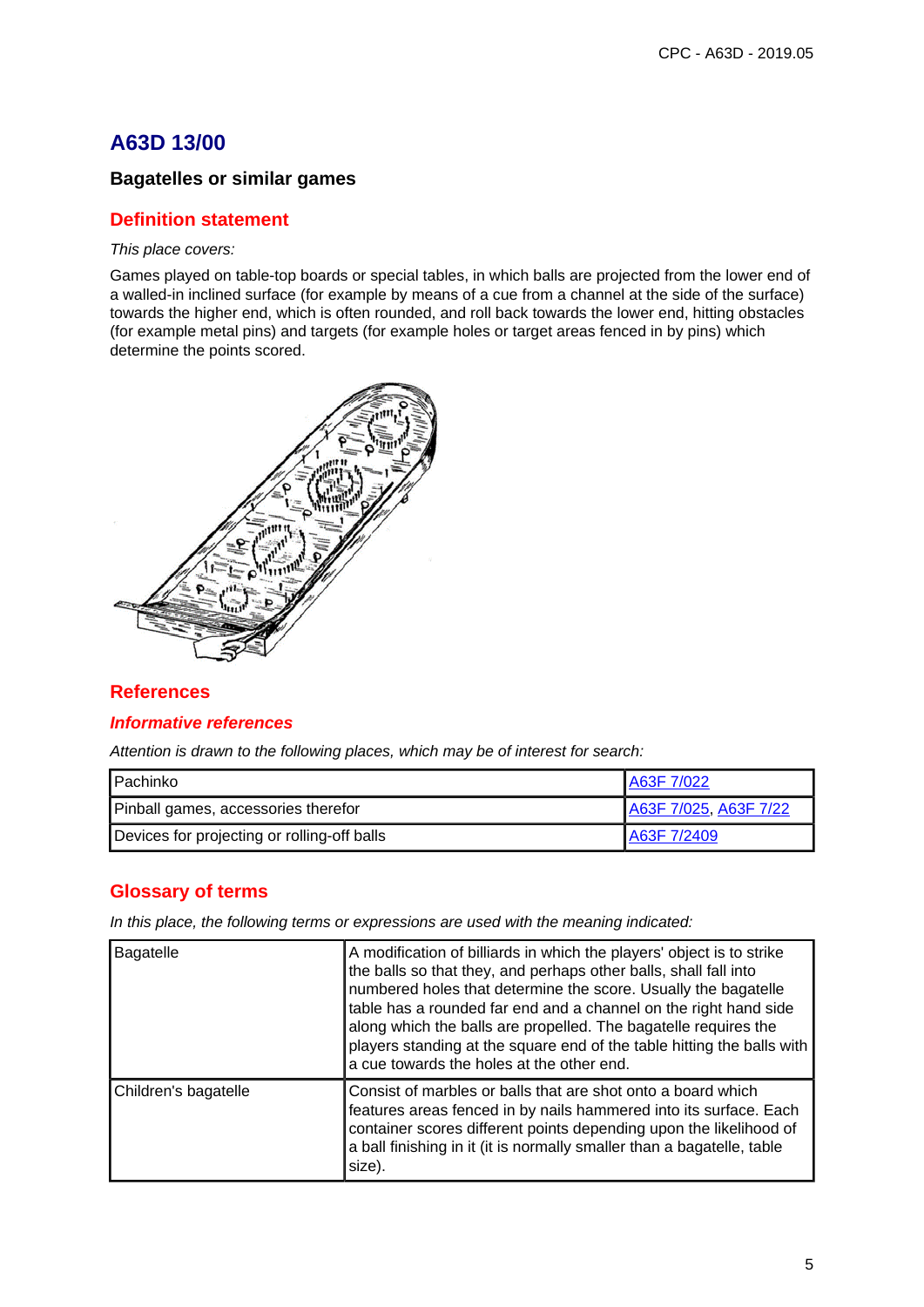# A63D 13/00

### Bagatelles or similar games

## Definition statement

*This place covers:*

Games played on table-top boards or special tables, in which balls are projected from the lower end of a walled-in inclined surface (for example by means of a cue from a channel at the side of the surface) towards the higher end, which is often rounded, and roll back towards the lower end, hitting obstacles (for example metal pins) and targets (for example holes or target areas fenced in by pins) which determine the points scored.

## References

### *Informative references*

*Attention is drawn to the following places, which may be of interest for search:*

| | |
|---|---|
| Pachinko | A63F 7/022 |
| Pinball games, accessories therefor | A63F 7/025, A63F 7/22 |
| Devices for projecting or rolling-off balls | A63F 7/2409 |

## Glossary of terms

*In this place, the following terms or expressions are used with the meaning indicated:*

| | |
|---|---|
| Bagatelle | A modification of billiards in which the players' object is to strike the balls so that they, and perhaps other balls, shall fall into numbered holes that determine the score. Usually the bagatelle table has a rounded far end and a channel on the right hand side along which the balls are propelled. The bagatelle requires the players standing at the square end of the table hitting the balls with a cue towards the holes at the other end. |
| Children's bagatelle | Consist of marbles or balls that are shot onto a board which features areas fenced in by nails hammered into its surface. Each container scores different points depending upon the likelihood of a ball finishing in it (it is normally smaller than a bagatelle, table size). |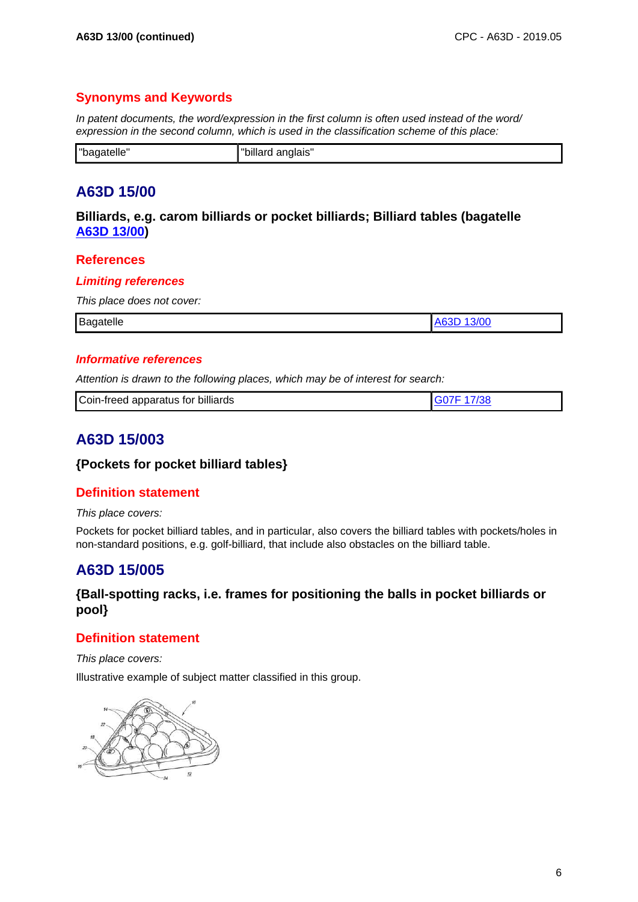## Synonyms and Keywords

*In patent documents, the word/expression in the first column is often used instead of the word/ expression in the second column, which is used in the classification scheme of this place:*

| "bagatelle" | "billard anglais" |
|---|---|

# A63D 15/00

**Billiards, e.g. carom billiards or pocket billiards; Billiard tables (bagatelle A63D 13/00)**

## References

### *Limiting references*

*This place does not cover:*

| Bagatelle | A63D 13/00 |
|---|---|

### *Informative references*

*Attention is drawn to the following places, which may be of interest for search:*

| Coin-freed apparatus for billiards | G07F 17/38 |
|---|---|

# A63D 15/003

**{Pockets for pocket billiard tables}**

## Definition statement

*This place covers:*

Pockets for pocket billiard tables, and in particular, also covers the billiard tables with pockets/holes in non-standard positions, e.g. golf-billiard, that include also obstacles on the billiard table.

# A63D 15/005

**{Ball-spotting racks, i.e. frames for positioning the balls in pocket billiards or pool}**

## Definition statement

*This place covers:*

Illustrative example of subject matter classified in this group.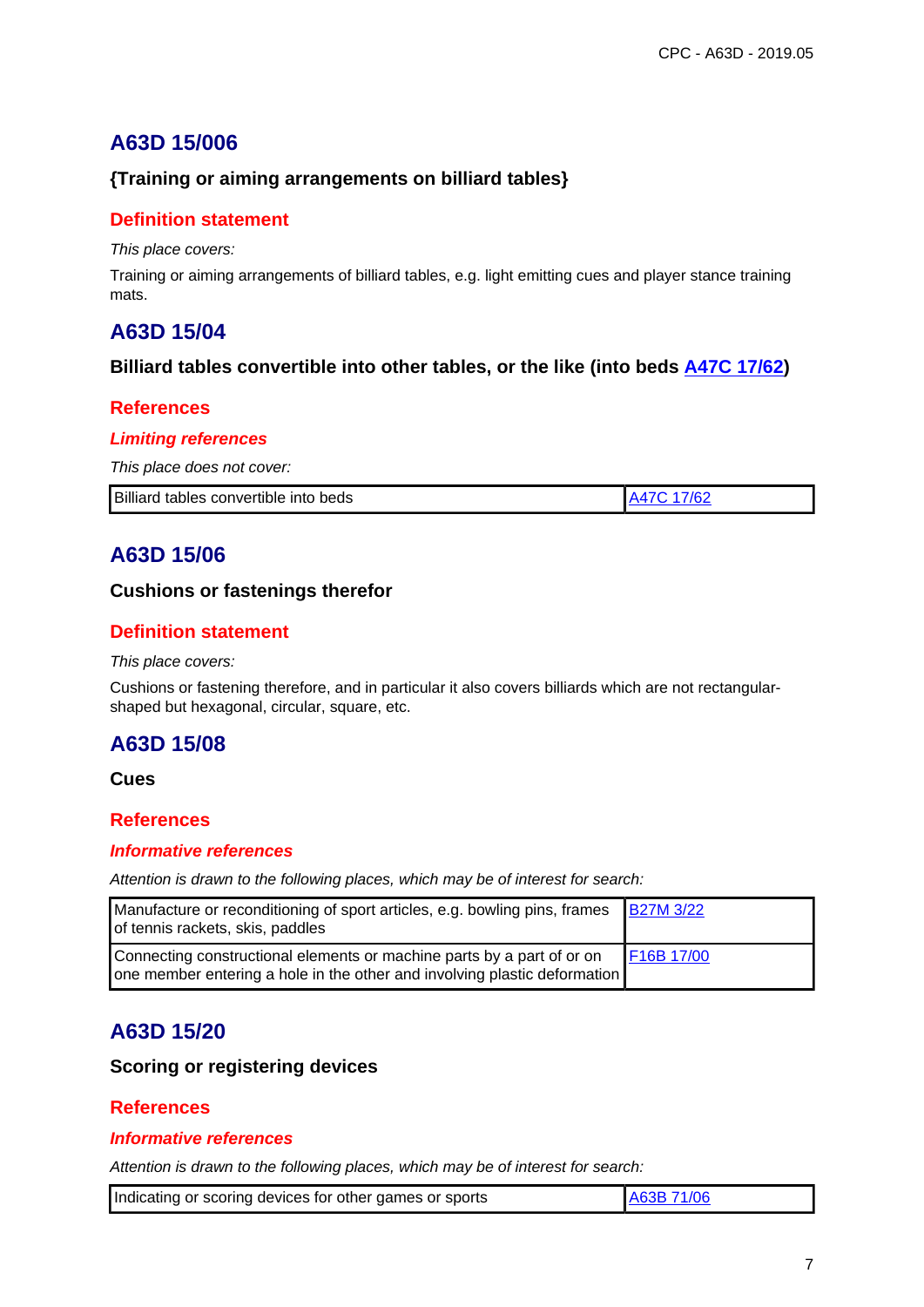## A63D 15/006

### {Training or aiming arrangements on billiard tables}

#### Definition statement

*This place covers:*

Training or aiming arrangements of billiard tables, e.g. light emitting cues and player stance training mats.

## A63D 15/04

### Billiard tables convertible into other tables, or the like (into beds A47C 17/62)

#### References

##### *Limiting references*

*This place does not cover:*

| | |
|---|---|
| Billiard tables convertible into beds | A47C 17/62 |

## A63D 15/06

### Cushions or fastenings therefor

#### Definition statement

*This place covers:*

Cushions or fastening therefore, and in particular it also covers billiards which are not rectangular-shaped but hexagonal, circular, square, etc.

## A63D 15/08

### Cues

#### References

##### *Informative references*

*Attention is drawn to the following places, which may be of interest for search:*

| | |
|---|---|
| Manufacture or reconditioning of sport articles, e.g. bowling pins, frames of tennis rackets, skis, paddles | B27M 3/22 |
| Connecting constructional elements or machine parts by a part of or on one member entering a hole in the other and involving plastic deformation | F16B 17/00 |

## A63D 15/20

### Scoring or registering devices

#### References

##### *Informative references*

*Attention is drawn to the following places, which may be of interest for search:*

| | |
|---|---|
| Indicating or scoring devices for other games or sports | A63B 71/06 |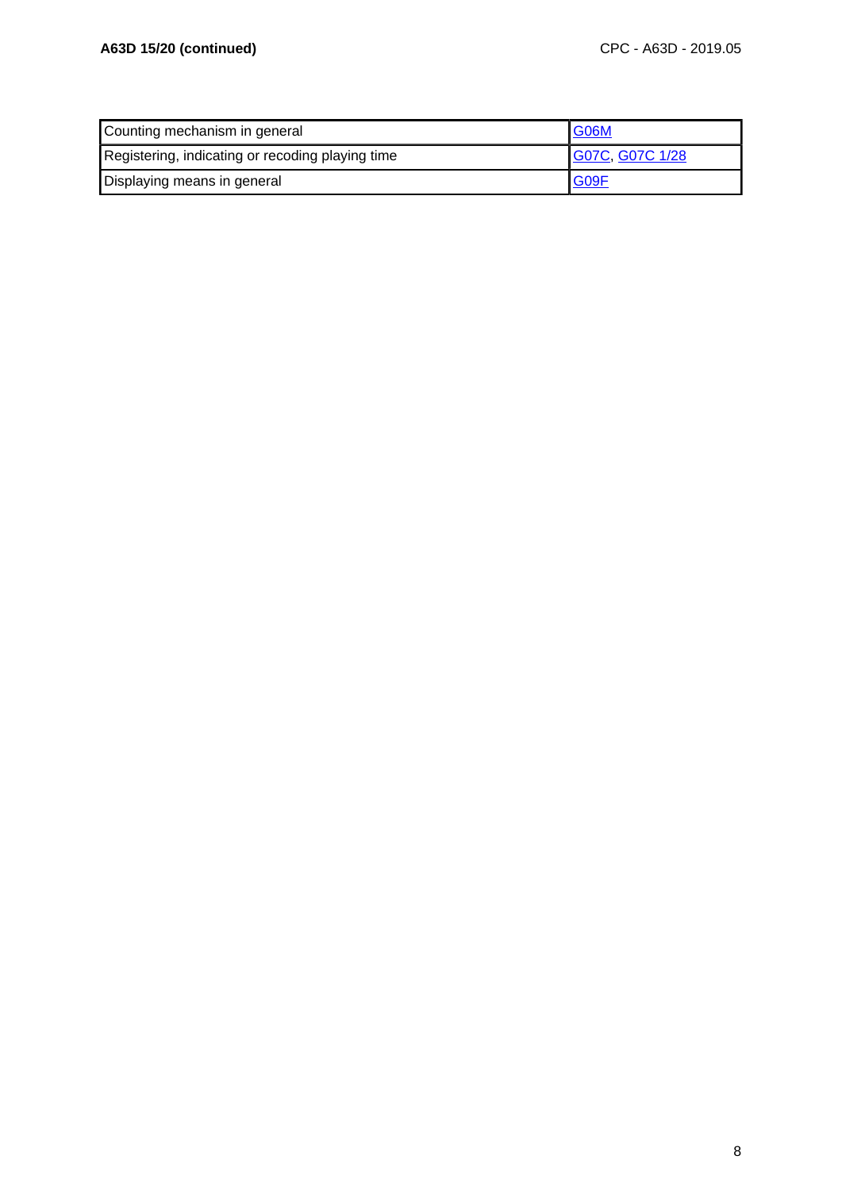| | |
|---|---|
| Counting mechanism in general | G06M |
| Registering, indicating or recoding playing time | G07C, G07C 1/28 |
| Displaying means in general | G09F |